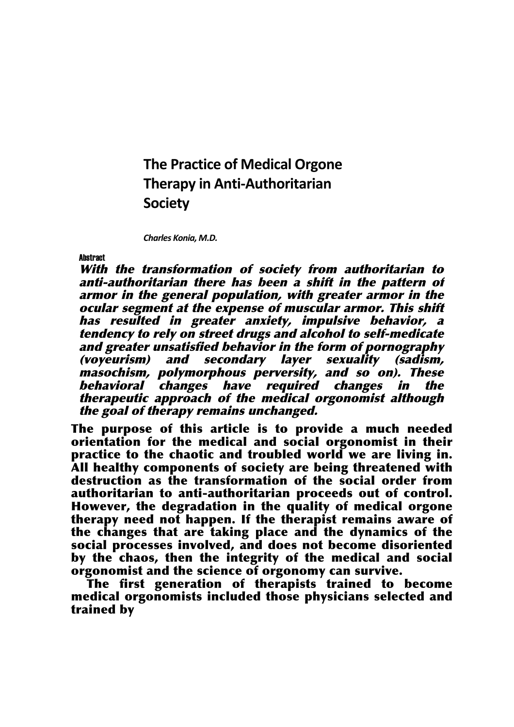# The Practice of Medical Orgone Therapy in Anti-Authoritarian Society

*Charles Konia, M.D.*

**Abstract**

***With the transformation of society from authoritarian to anti-authoritarian there has been a shift in the pattern of armor in the general population, with greater armor in the ocular segment at the expense of muscular armor. This shift has resulted in greater anxiety, impulsive behavior, a tendency to rely on street drugs and alcohol to self-medicate and greater unsatisfied behavior in the form of pornography (voyeurism) and secondary layer sexuality (sadism, masochism, polymorphous perversity, and so on). These behavioral changes have required changes in the therapeutic approach of the medical orgonomist although the goal of therapy remains unchanged.***

The purpose of this article is to provide a much needed orientation for the medical and social orgonomist in their practice to the chaotic and troubled world we are living in. All healthy components of society are being threatened with destruction as the transformation of the social order from authoritarian to anti-authoritarian proceeds out of control. However, the degradation in the quality of medical orgone therapy need not happen. If the therapist remains aware of the changes that are taking place and the dynamics of the social processes involved, and does not become disoriented by the chaos, then the integrity of the medical and social orgonomist and the science of orgonomy can survive.

The first generation of therapists trained to become medical orgonomists included those physicians selected and trained by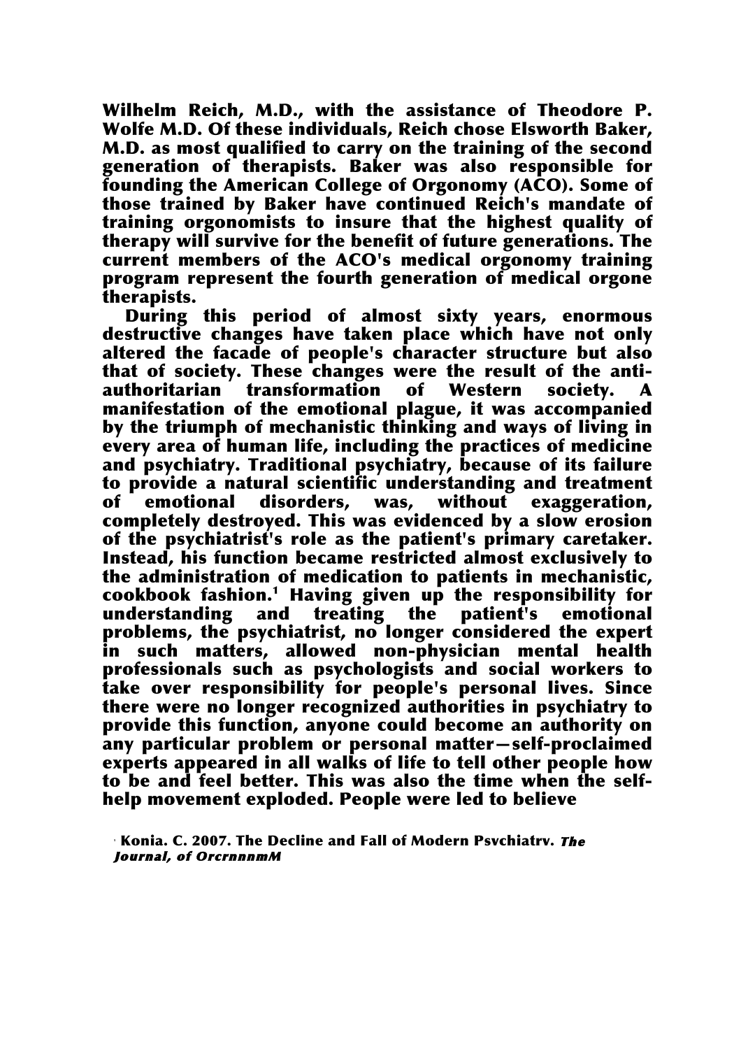Wilhelm Reich, M.D., with the assistance of Theodore P. Wolfe M.D. Of these individuals, Reich chose Elsworth Baker, M.D. as most qualified to carry on the training of the second generation of therapists. Baker was also responsible for founding the American College of Orgonomy (ACO). Some of those trained by Baker have continued Reich's mandate of training orgonomists to insure that the highest quality of therapy will survive for the benefit of future generations. The current members of the ACO's medical orgonomy training program represent the fourth generation of medical orgone therapists.

During this period of almost sixty years, enormous destructive changes have taken place which have not only altered the facade of people's character structure but also that of society. These changes were the result of the anti-authoritarian transformation of Western society. A manifestation of the emotional plague, it was accompanied by the triumph of mechanistic thinking and ways of living in every area of human life, including the practices of medicine and psychiatry. Traditional psychiatry, because of its failure to provide a natural scientific understanding and treatment of emotional disorders, was, without exaggeration, completely destroyed. This was evidenced by a slow erosion of the psychiatrist's role as the patient's primary caretaker. Instead, his function became restricted almost exclusively to the administration of medication to patients in mechanistic, cookbook fashion.[1] Having given up the responsibility for understanding and treating the patient's emotional problems, the psychiatrist, no longer considered the expert in such matters, allowed non-physician mental health professionals such as psychologists and social workers to take over responsibility for people's personal lives. Since there were no longer recognized authorities in psychiatry to provide this function, anyone could become an authority on any particular problem or personal matter—self-proclaimed experts appeared in all walks of life to tell other people how to be and feel better. This was also the time when the self-help movement exploded. People were led to believe

[1] Konia. C. 2007. The Decline and Fall of Modern Psvchiatrv. *The Journal, of OrcrnnnmM*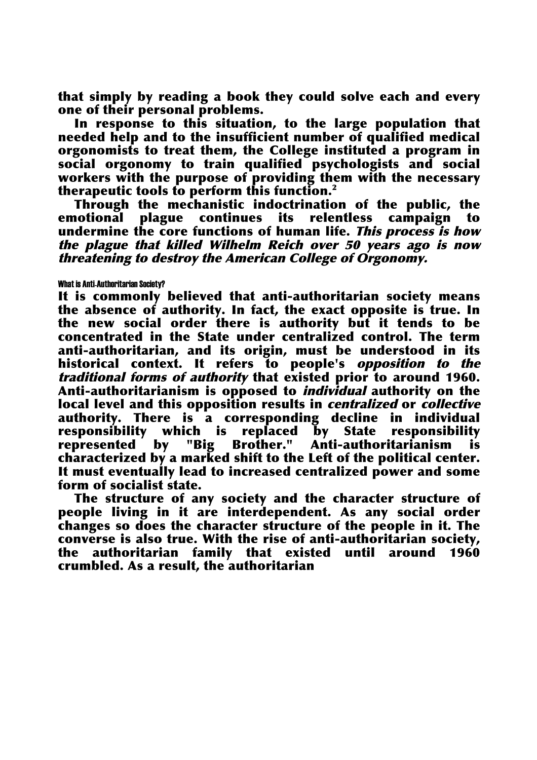that simply by reading a book they could solve each and every one of their personal problems.

In response to this situation, to the large population that needed help and to the insufficient number of qualified medical orgonomists to treat them, the College instituted a program in social orgonomy to train qualified psychologists and social workers with the purpose of providing them with the necessary therapeutic tools to perform this function.[2]

Through the mechanistic indoctrination of the public, the emotional plague continues its relentless campaign to undermine the core functions of human life. ***This process is how the plague that killed Wilhelm Reich over 50 years ago is now threatening to destroy the American College of Orgonomy.***

#### What is Anti-Authoritarian Society?

It is commonly believed that anti-authoritarian society means the absence of authority. In fact, the exact opposite is true. In the new social order there is authority but it tends to be concentrated in the State under centralized control. The term anti-authoritarian, and its origin, must be understood in its historical context. It refers to people's *opposition to the traditional forms of authority* that existed prior to around 1960. Anti-authoritarianism is opposed to *individual* authority on the local level and this opposition results in *centralized* or *collective* authority. There is a corresponding decline in individual responsibility which is replaced by State responsibility represented by "Big Brother." Anti-authoritarianism is characterized by a marked shift to the Left of the political center. It must eventually lead to increased centralized power and some form of socialist state.

The structure of any society and the character structure of people living in it are interdependent. As any social order changes so does the character structure of the people in it. The converse is also true. With the rise of anti-authoritarian society, the authoritarian family that existed until around 1960 crumbled. As a result, the authoritarian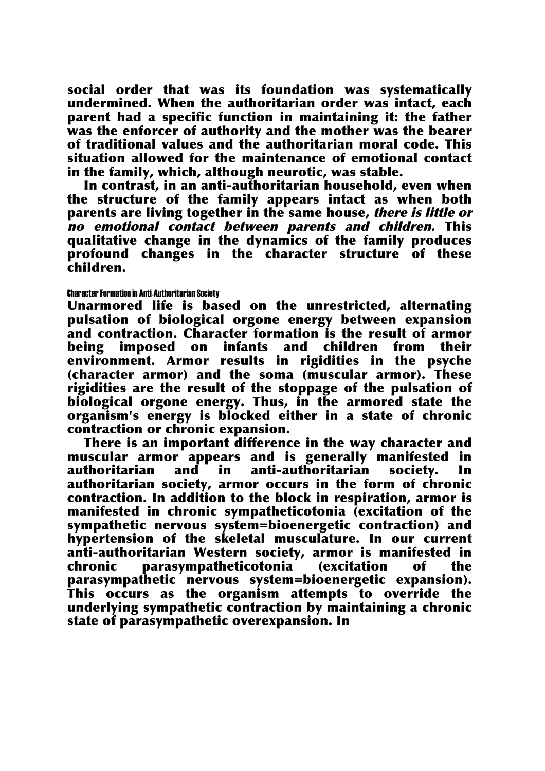social order that was its foundation was systematically undermined. When the authoritarian order was intact, each parent had a specific function in maintaining it: the father was the enforcer of authority and the mother was the bearer of traditional values and the authoritarian moral code. This situation allowed for the maintenance of emotional contact in the family, which, although neurotic, was stable.

In contrast, in an anti-authoritarian household, even when the structure of the family appears intact as when both parents are living together in the same house, *there is little or no emotional contact between parents and children.* This qualitative change in the dynamics of the family produces profound changes in the character structure of these children.

### Character Formation in Anti-Authoritarian Society

Unarmored life is based on the unrestricted, alternating pulsation of biological orgone energy between expansion and contraction. Character formation is the result of armor being imposed on infants and children from their environment. Armor results in rigidities in the psyche (character armor) and the soma (muscular armor). These rigidities are the result of the stoppage of the pulsation of biological orgone energy. Thus, in the armored state the organism's energy is blocked either in a state of chronic contraction or chronic expansion.

There is an important difference in the way character and muscular armor appears and is generally manifested in authoritarian and in anti-authoritarian society. In authoritarian society, armor occurs in the form of chronic contraction. In addition to the block in respiration, armor is manifested in chronic sympatheticotonia (excitation of the sympathetic nervous system=bioenergetic contraction) and hypertension of the skeletal musculature. In our current anti-authoritarian Western society, armor is manifested in chronic parasympatheticotonia (excitation of the parasympathetic nervous system=bioenergetic expansion). This occurs as the organism attempts to override the underlying sympathetic contraction by maintaining a chronic state of parasympathetic overexpansion. In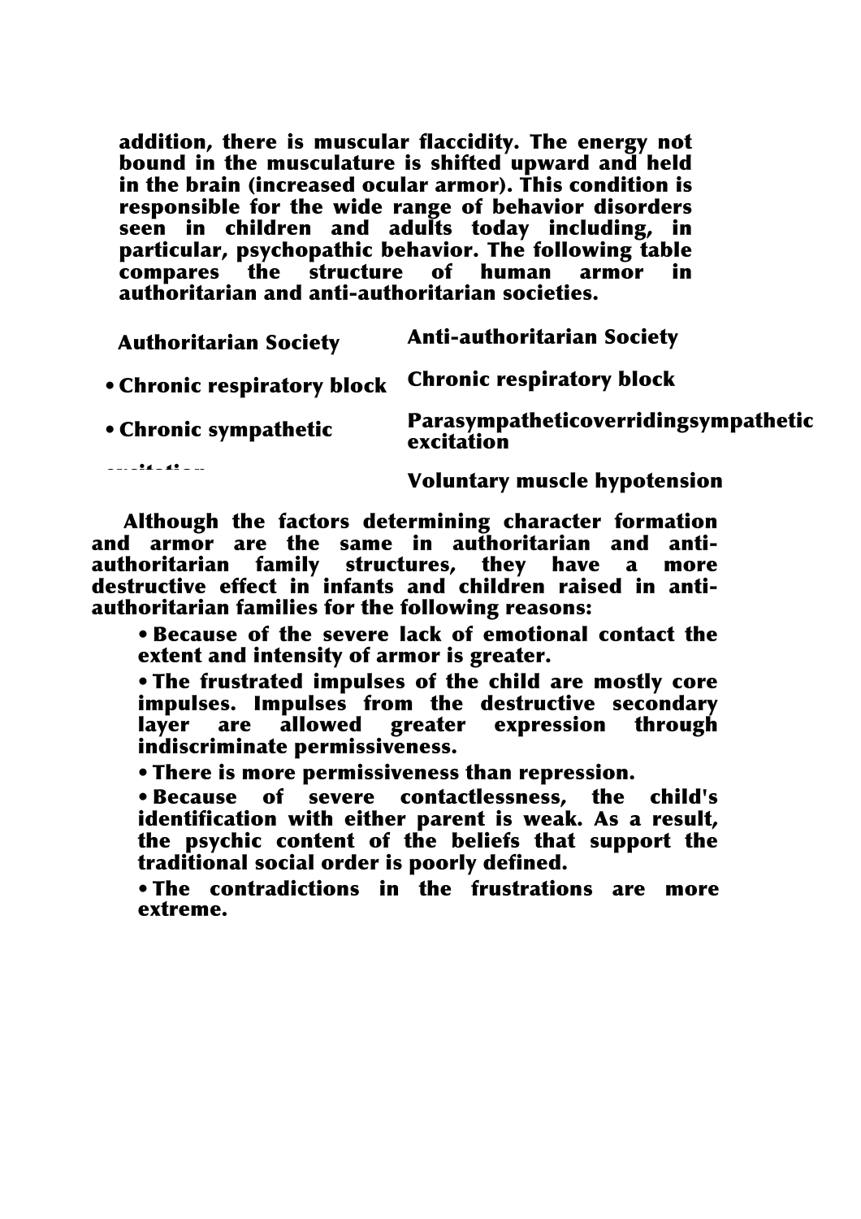addition, there is muscular flaccidity. The energy not bound in the musculature is shifted upward and held in the brain (increased ocular armor). This condition is responsible for the wide range of behavior disorders seen in children and adults today including, in particular, psychopathic behavior. The following table compares the structure of human armor in authoritarian and anti-authoritarian societies.

| Authoritarian Society | Anti-authoritarian Society |
| --- | --- |
| • Chronic respiratory block | Chronic respiratory block |
| • Chronic sympathetic excitation | Parasympatheticoverridingsympathetic excitation |
| | Voluntary muscle hypotension |

Although the factors determining character formation and armor are the same in authoritarian and anti-authoritarian family structures, they have a more destructive effect in infants and children raised in anti-authoritarian families for the following reasons:

- Because of the severe lack of emotional contact the extent and intensity of armor is greater.
- The frustrated impulses of the child are mostly core impulses. Impulses from the destructive secondary layer are allowed greater expression through indiscriminate permissiveness.
- There is more permissiveness than repression.
- Because of severe contactlessness, the child's identification with either parent is weak. As a result, the psychic content of the beliefs that support the traditional social order is poorly defined.
- The contradictions in the frustrations are more extreme.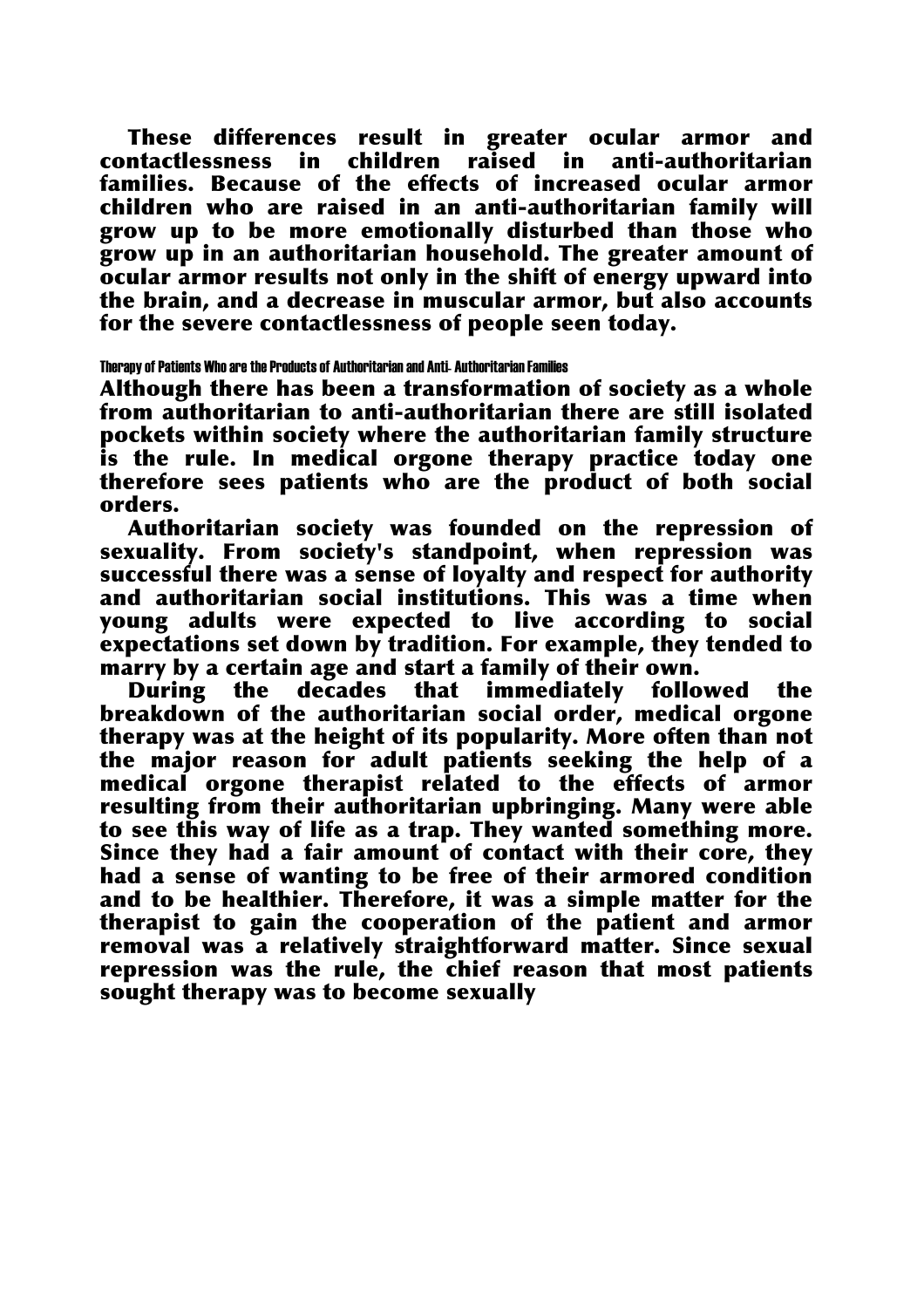These differences result in greater ocular armor and contactlessness in children raised in anti-authoritarian families. Because of the effects of increased ocular armor children who are raised in an anti-authoritarian family will grow up to be more emotionally disturbed than those who grow up in an authoritarian household. The greater amount of ocular armor results not only in the shift of energy upward into the brain, and a decrease in muscular armor, but also accounts for the severe contactlessness of people seen today.

### Therapy of Patients Who are the Products of Authoritarian and Anti- Authoritarian Families

Although there has been a transformation of society as a whole from authoritarian to anti-authoritarian there are still isolated pockets within society where the authoritarian family structure is the rule. In medical orgone therapy practice today one therefore sees patients who are the product of both social orders.

Authoritarian society was founded on the repression of sexuality. From society's standpoint, when repression was successful there was a sense of loyalty and respect for authority and authoritarian social institutions. This was a time when young adults were expected to live according to social expectations set down by tradition. For example, they tended to marry by a certain age and start a family of their own.

During the decades that immediately followed the breakdown of the authoritarian social order, medical orgone therapy was at the height of its popularity. More often than not the major reason for adult patients seeking the help of a medical orgone therapist related to the effects of armor resulting from their authoritarian upbringing. Many were able to see this way of life as a trap. They wanted something more. Since they had a fair amount of contact with their core, they had a sense of wanting to be free of their armored condition and to be healthier. Therefore, it was a simple matter for the therapist to gain the cooperation of the patient and armor removal was a relatively straightforward matter. Since sexual repression was the rule, the chief reason that most patients sought therapy was to become sexually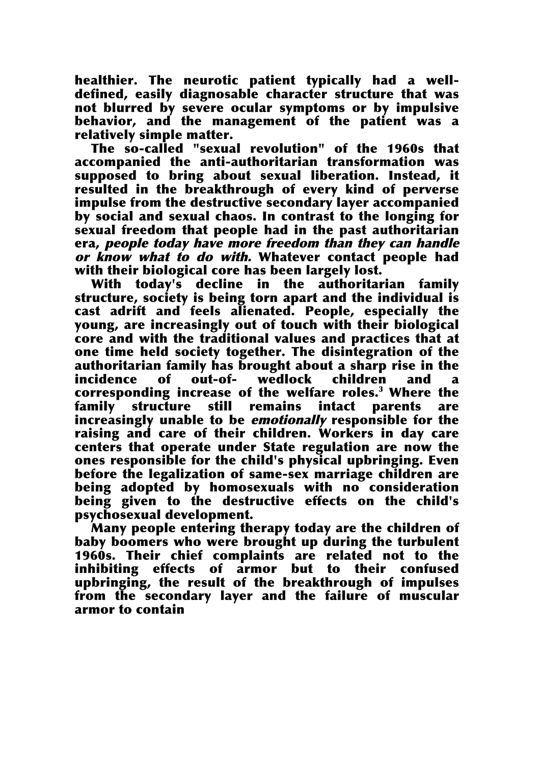healthier. The neurotic patient typically had a well-defined, easily diagnosable character structure that was not blurred by severe ocular symptoms or by impulsive behavior, and the management of the patient was a relatively simple matter.

The so-called "sexual revolution" of the 1960s that accompanied the anti-authoritarian transformation was supposed to bring about sexual liberation. Instead, it resulted in the breakthrough of every kind of perverse impulse from the destructive secondary layer accompanied by social and sexual chaos. In contrast to the longing for sexual freedom that people had in the past authoritarian era, *people today have more freedom than they can handle or know what to do with.* Whatever contact people had with their biological core has been largely lost.

With today's decline in the authoritarian family structure, society is being torn apart and the individual is cast adrift and feels alienated. People, especially the young, are increasingly out of touch with their biological core and with the traditional values and practices that at one time held society together. The disintegration of the authoritarian family has brought about a sharp rise in the incidence of out-of- wedlock children and a corresponding increase of the welfare roles.[3] Where the family structure still remains intact parents are increasingly unable to be *emotionally* responsible for the raising and care of their children. Workers in day care centers that operate under State regulation are now the ones responsible for the child's physical upbringing. Even before the legalization of same-sex marriage children are being adopted by homosexuals with no consideration being given to the destructive effects on the child's psychosexual development.

Many people entering therapy today are the children of baby boomers who were brought up during the turbulent 1960s. Their chief complaints are related not to the inhibiting effects of armor but to their confused upbringing, the result of the breakthrough of impulses from the secondary layer and the failure of muscular armor to contain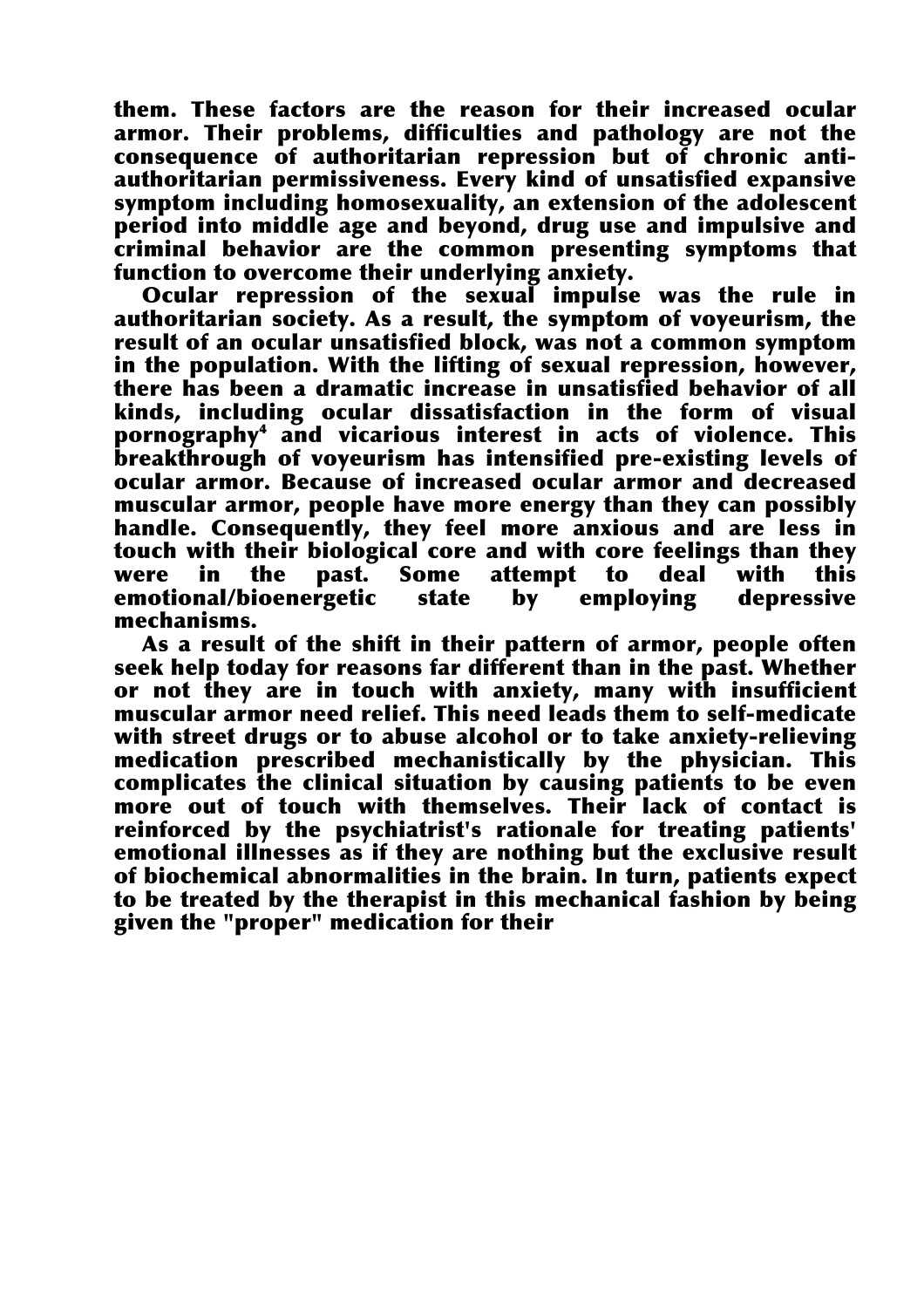them. These factors are the reason for their increased ocular armor. Their problems, difficulties and pathology are not the consequence of authoritarian repression but of chronic anti-authoritarian permissiveness. Every kind of unsatisfied expansive symptom including homosexuality, an extension of the adolescent period into middle age and beyond, drug use and impulsive and criminal behavior are the common presenting symptoms that function to overcome their underlying anxiety.

Ocular repression of the sexual impulse was the rule in authoritarian society. As a result, the symptom of voyeurism, the result of an ocular unsatisfied block, was not a common symptom in the population. With the lifting of sexual repression, however, there has been a dramatic increase in unsatisfied behavior of all kinds, including ocular dissatisfaction in the form of visual pornography[4] and vicarious interest in acts of violence. This breakthrough of voyeurism has intensified pre-existing levels of ocular armor. Because of increased ocular armor and decreased muscular armor, people have more energy than they can possibly handle. Consequently, they feel more anxious and are less in touch with their biological core and with core feelings than they were in the past. Some attempt to deal with this emotional/bioenergetic state by employing depressive mechanisms.

As a result of the shift in their pattern of armor, people often seek help today for reasons far different than in the past. Whether or not they are in touch with anxiety, many with insufficient muscular armor need relief. This need leads them to self-medicate with street drugs or to abuse alcohol or to take anxiety-relieving medication prescribed mechanistically by the physician. This complicates the clinical situation by causing patients to be even more out of touch with themselves. Their lack of contact is reinforced by the psychiatrist's rationale for treating patients' emotional illnesses as if they are nothing but the exclusive result of biochemical abnormalities in the brain. In turn, patients expect to be treated by the therapist in this mechanical fashion by being given the "proper" medication for their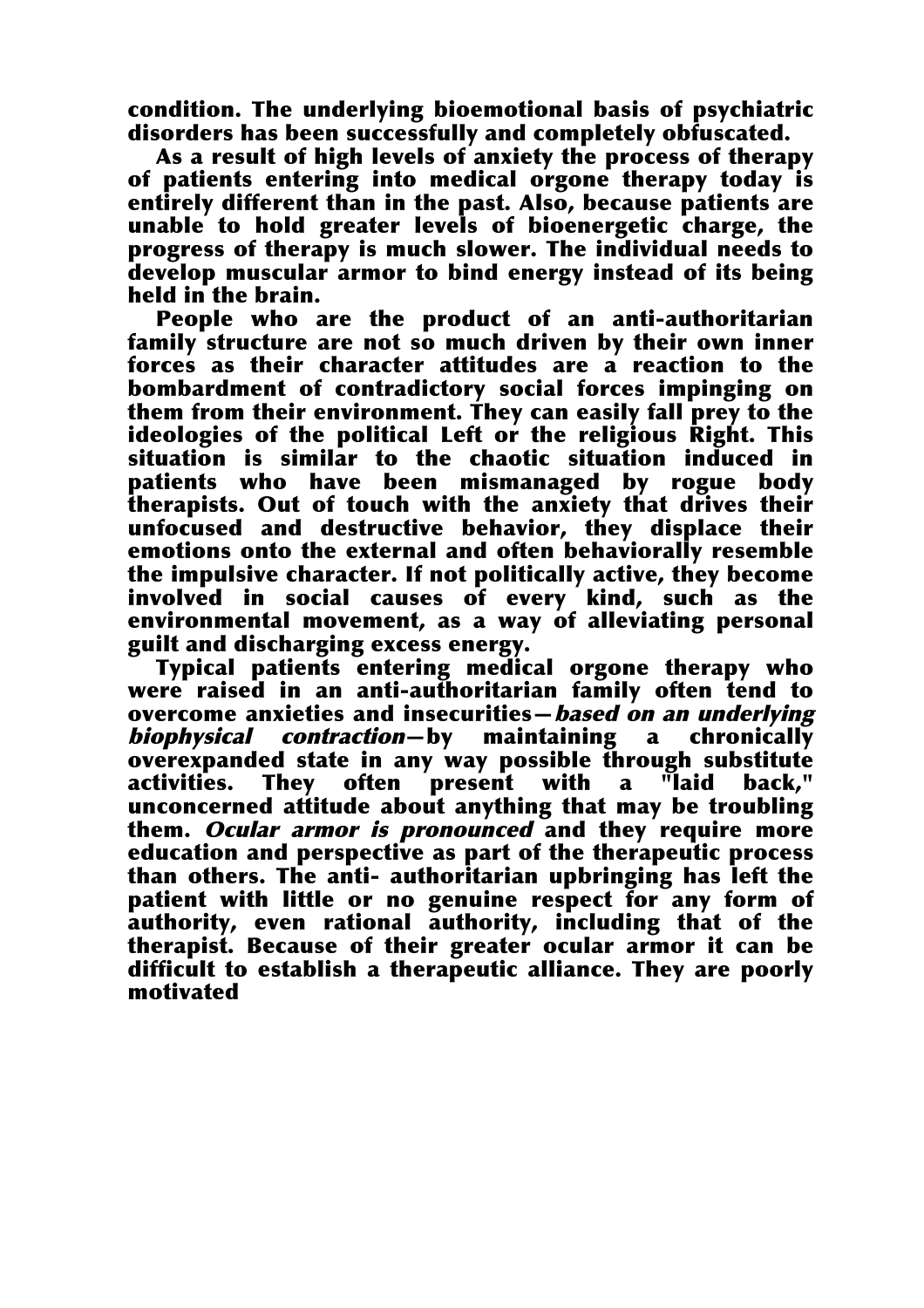condition. The underlying bioemotional basis of psychiatric disorders has been successfully and completely obfuscated.

As a result of high levels of anxiety the process of therapy of patients entering into medical orgone therapy today is entirely different than in the past. Also, because patients are unable to hold greater levels of bioenergetic charge, the progress of therapy is much slower. The individual needs to develop muscular armor to bind energy instead of its being held in the brain.

People who are the product of an anti-authoritarian family structure are not so much driven by their own inner forces as their character attitudes are a reaction to the bombardment of contradictory social forces impinging on them from their environment. They can easily fall prey to the ideologies of the political Left or the religious Right. This situation is similar to the chaotic situation induced in patients who have been mismanaged by rogue body therapists. Out of touch with the anxiety that drives their unfocused and destructive behavior, they displace their emotions onto the external and often behaviorally resemble the impulsive character. If not politically active, they become involved in social causes of every kind, such as the environmental movement, as a way of alleviating personal guilt and discharging excess energy.

Typical patients entering medical orgone therapy who were raised in an anti-authoritarian family often tend to overcome anxieties and insecurities—*based on an underlying biophysical contraction*—by maintaining a chronically overexpanded state in any way possible through substitute activities. They often present with a "laid back," unconcerned attitude about anything that may be troubling them. *Ocular armor is pronounced* and they require more education and perspective as part of the therapeutic process than others. The anti- authoritarian upbringing has left the patient with little or no genuine respect for any form of authority, even rational authority, including that of the therapist. Because of their greater ocular armor it can be difficult to establish a therapeutic alliance. They are poorly motivated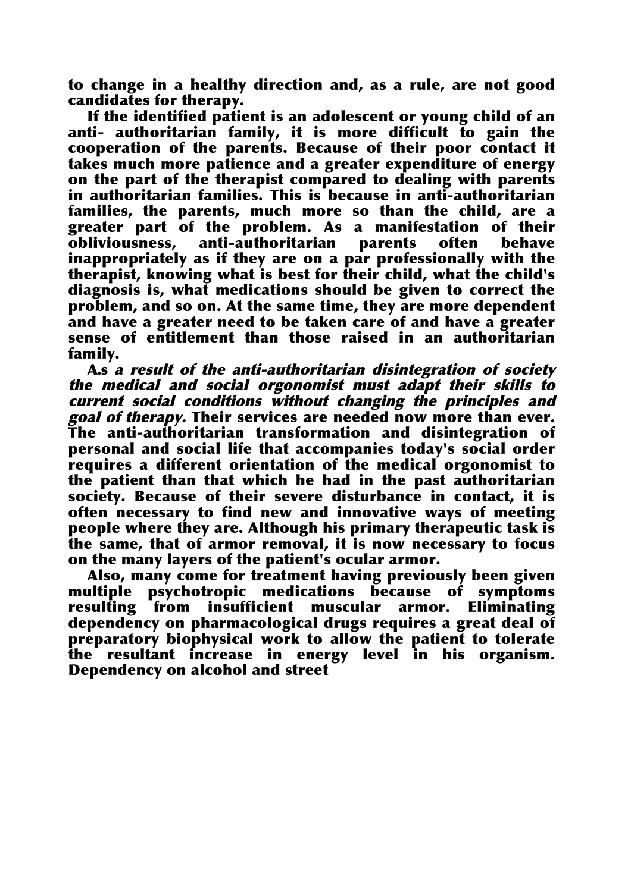to change in a healthy direction and, as a rule, are not good candidates for therapy.

If the identified patient is an adolescent or young child of an anti- authoritarian family, it is more difficult to gain the cooperation of the parents. Because of their poor contact it takes much more patience and a greater expenditure of energy on the part of the therapist compared to dealing with parents in authoritarian families. This is because in anti-authoritarian families, the parents, much more so than the child, are a greater part of the problem. As a manifestation of their obliviousness, anti-authoritarian parents often behave inappropriately as if they are on a par professionally with the therapist, knowing what is best for their child, what the child's diagnosis is, what medications should be given to correct the problem, and so on. At the same time, they are more dependent and have a greater need to be taken care of and have a greater sense of entitlement than those raised in an authoritarian family.

A.s *a result of the anti-authoritarian disintegration of society the medical and social orgonomist must adapt their skills to current social conditions without changing the principles and goal of therapy.* Their services are needed now more than ever. The anti-authoritarian transformation and disintegration of personal and social life that accompanies today's social order requires a different orientation of the medical orgonomist to the patient than that which he had in the past authoritarian society. Because of their severe disturbance in contact, it is often necessary to find new and innovative ways of meeting people where they are. Although his primary therapeutic task is the same, that of armor removal, it is now necessary to focus on the many layers of the patient's ocular armor.

Also, many come for treatment having previously been given multiple psychotropic medications because of symptoms resulting from insufficient muscular armor. Eliminating dependency on pharmacological drugs requires a great deal of preparatory biophysical work to allow the patient to tolerate the resultant increase in energy level in his organism. Dependency on alcohol and street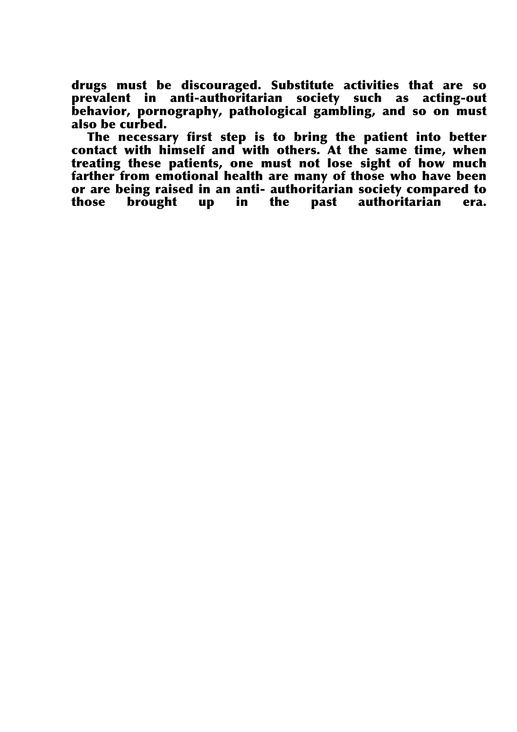drugs must be discouraged. Substitute activities that are so prevalent in anti-authoritarian society such as acting-out behavior, pornography, pathological gambling, and so on must also be curbed.

The necessary first step is to bring the patient into better contact with himself and with others. At the same time, when treating these patients, one must not lose sight of how much farther from emotional health are many of those who have been or are being raised in an anti- authoritarian society compared to those brought up in the past authoritarian era.